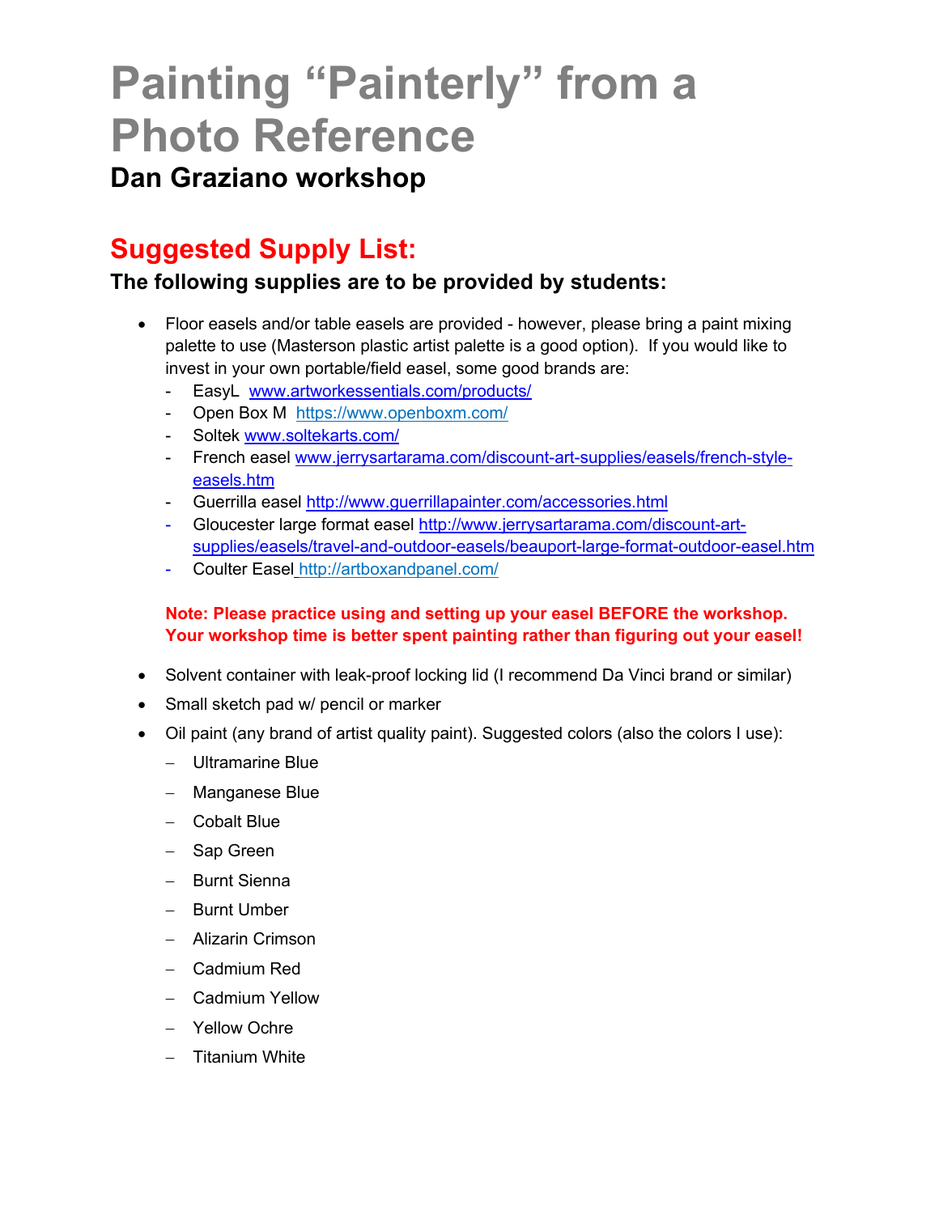# Painting "Painterly" from a Photo Reference

### Dan Graziano workshop

## Suggested Supply List:

### The following supplies are to be provided by students:

- Floor easels and/or table easels are provided - however, please bring a paint mixing palette to use (Masterson plastic artist palette is a good option). If you would like to invest in your own portable/field easel, some good brands are:
  - EasyL [www.artworkessentials.com/products/](www.artworkessentials.com/products/)
  - Open Box M [https://www.openboxm.com/](https://www.openboxm.com/)
  - Soltek [www.soltekarts.com/](www.soltekarts.com/)
  - French easel [www.jerrysartarama.com/discount-art-supplies/easels/french-style-easels.htm](www.jerrysartarama.com/discount-art-supplies/easels/french-style-easels.htm)
  - Guerrilla easel [http://www.guerrillapainter.com/accessories.html](http://www.guerrillapainter.com/accessories.html)
  - Gloucester large format easel [http://www.jerrysartarama.com/discount-art-supplies/easels/travel-and-outdoor-easels/beauport-large-format-outdoor-easel.htm](http://www.jerrysartarama.com/discount-art-supplies/easels/travel-and-outdoor-easels/beauport-large-format-outdoor-easel.htm)
  - Coulter Easel [http://artboxandpanel.com/](http://artboxandpanel.com/)

  **Note: Please practice using and setting up your easel BEFORE the workshop. Your workshop time is better spent painting rather than figuring out your easel!**

- Solvent container with leak-proof locking lid (I recommend Da Vinci brand or similar)
- Small sketch pad w/ pencil or marker
- Oil paint (any brand of artist quality paint). Suggested colors (also the colors I use):
  - Ultramarine Blue
  - Manganese Blue
  - Cobalt Blue
  - Sap Green
  - Burnt Sienna
  - Burnt Umber
  - Alizarin Crimson
  - Cadmium Red
  - Cadmium Yellow
  - Yellow Ochre
  - Titanium White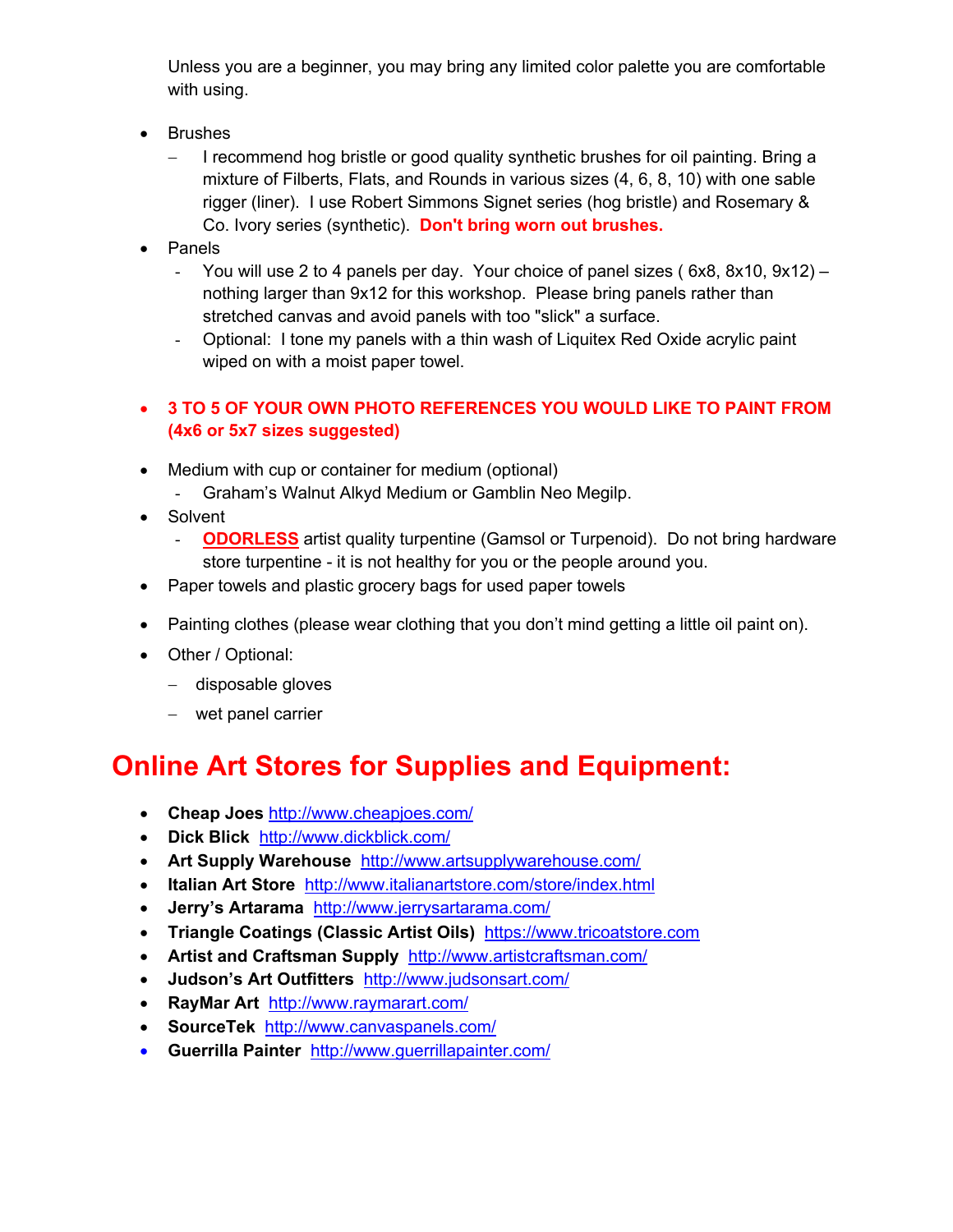Unless you are a beginner, you may bring any limited color palette you are comfortable with using.

- Brushes
  - I recommend hog bristle or good quality synthetic brushes for oil painting. Bring a mixture of Filberts, Flats, and Rounds in various sizes (4, 6, 8, 10) with one sable rigger (liner). I use Robert Simmons Signet series (hog bristle) and Rosemary & Co. Ivory series (synthetic). **Don't bring worn out brushes.**
- Panels
  - You will use 2 to 4 panels per day. Your choice of panel sizes ( 6x8, 8x10, 9x12) – nothing larger than 9x12 for this workshop. Please bring panels rather than stretched canvas and avoid panels with too "slick" a surface.
  - Optional: I tone my panels with a thin wash of Liquitex Red Oxide acrylic paint wiped on with a moist paper towel.

- **3 TO 5 OF YOUR OWN PHOTO REFERENCES YOU WOULD LIKE TO PAINT FROM (4x6 or 5x7 sizes suggested)**

- Medium with cup or container for medium (optional)
  - Graham's Walnut Alkyd Medium or Gamblin Neo Megilp.
- Solvent
  - **ODORLESS** artist quality turpentine (Gamsol or Turpenoid). Do not bring hardware store turpentine - it is not healthy for you or the people around you.
- Paper towels and plastic grocery bags for used paper towels

- Painting clothes (please wear clothing that you don't mind getting a little oil paint on).
- Other / Optional:
  - disposable gloves
  - wet panel carrier

## Online Art Stores for Supplies and Equipment:

- **Cheap Joes** http://www.cheapjoes.com/
- **Dick Blick** http://www.dickblick.com/
- **Art Supply Warehouse** http://www.artsupplywarehouse.com/
- **Italian Art Store** http://www.italianartstore.com/store/index.html
- **Jerry's Artarama** http://www.jerrysartarama.com/
- **Triangle Coatings (Classic Artist Oils)** https://www.tricoatstore.com
- **Artist and Craftsman Supply** http://www.artistcraftsman.com/
- **Judson's Art Outfitters** http://www.judsonsart.com/
- **RayMar Art** http://www.raymarart.com/
- **SourceTek** http://www.canvaspanels.com/
- **Guerrilla Painter** http://www.guerrillapainter.com/